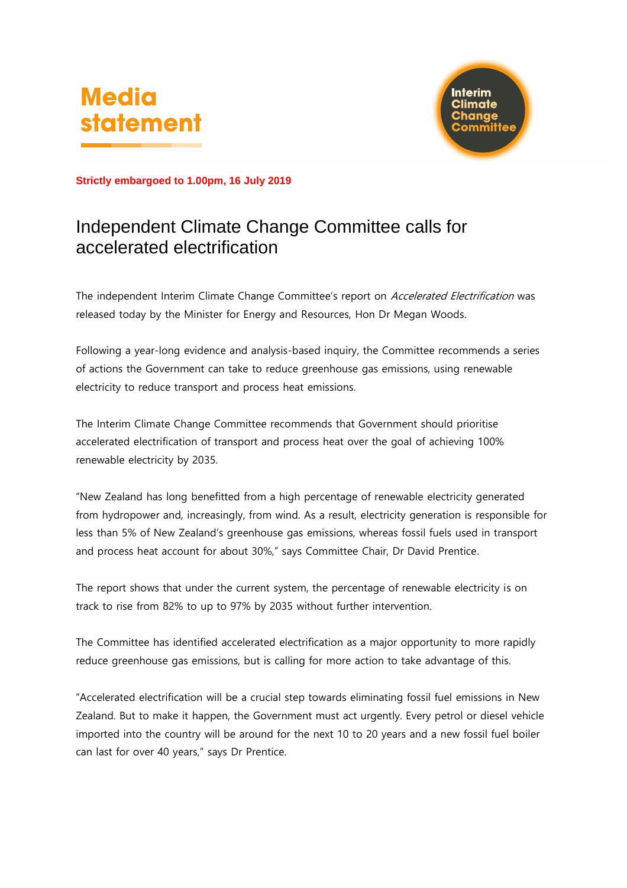# Media statement

Interim Climate Change Committee

**Strictly embargoed to 1.00pm, 16 July 2019**

## Independent Climate Change Committee calls for accelerated electrification

The independent Interim Climate Change Committee's report on *Accelerated Electrification* was released today by the Minister for Energy and Resources, Hon Dr Megan Woods.

Following a year-long evidence and analysis-based inquiry, the Committee recommends a series of actions the Government can take to reduce greenhouse gas emissions, using renewable electricity to reduce transport and process heat emissions.

The Interim Climate Change Committee recommends that Government should prioritise accelerated electrification of transport and process heat over the goal of achieving 100% renewable electricity by 2035.

"New Zealand has long benefitted from a high percentage of renewable electricity generated from hydropower and, increasingly, from wind. As a result, electricity generation is responsible for less than 5% of New Zealand's greenhouse gas emissions, whereas fossil fuels used in transport and process heat account for about 30%," says Committee Chair, Dr David Prentice.

The report shows that under the current system, the percentage of renewable electricity is on track to rise from 82% to up to 97% by 2035 without further intervention.

The Committee has identified accelerated electrification as a major opportunity to more rapidly reduce greenhouse gas emissions, but is calling for more action to take advantage of this.

"Accelerated electrification will be a crucial step towards eliminating fossil fuel emissions in New Zealand. But to make it happen, the Government must act urgently. Every petrol or diesel vehicle imported into the country will be around for the next 10 to 20 years and a new fossil fuel boiler can last for over 40 years," says Dr Prentice.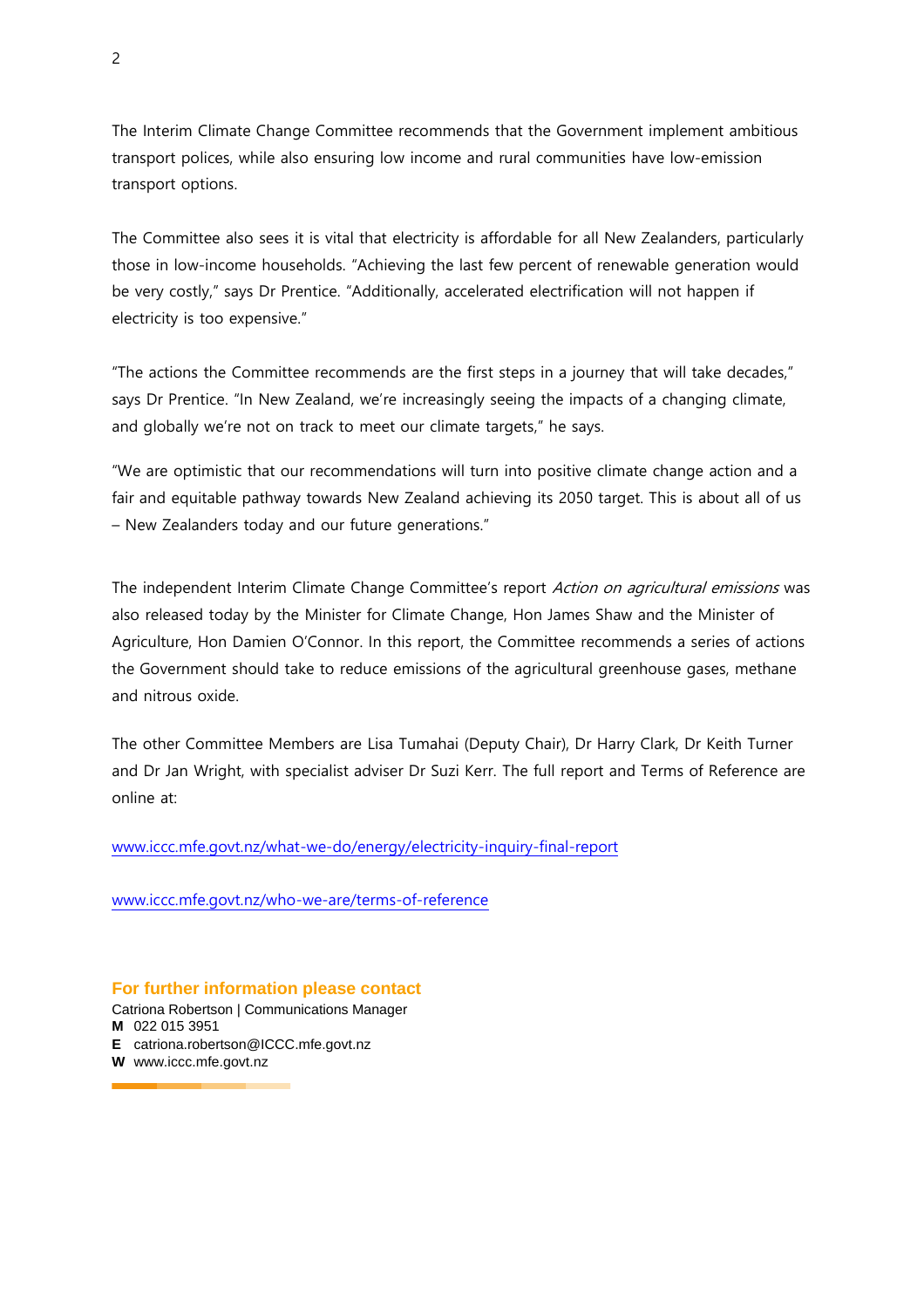The Interim Climate Change Committee recommends that the Government implement ambitious transport polices, while also ensuring low income and rural communities have low-emission transport options.

The Committee also sees it is vital that electricity is affordable for all New Zealanders, particularly those in low-income households. "Achieving the last few percent of renewable generation would be very costly," says Dr Prentice. "Additionally, accelerated electrification will not happen if electricity is too expensive."

"The actions the Committee recommends are the first steps in a journey that will take decades," says Dr Prentice. "In New Zealand, we're increasingly seeing the impacts of a changing climate, and globally we're not on track to meet our climate targets," he says.

"We are optimistic that our recommendations will turn into positive climate change action and a fair and equitable pathway towards New Zealand achieving its 2050 target. This is about all of us – New Zealanders today and our future generations."

The independent Interim Climate Change Committee's report *Action on agricultural emissions* was also released today by the Minister for Climate Change, Hon James Shaw and the Minister of Agriculture, Hon Damien O'Connor. In this report, the Committee recommends a series of actions the Government should take to reduce emissions of the agricultural greenhouse gases, methane and nitrous oxide.

The other Committee Members are Lisa Tumahai (Deputy Chair), Dr Harry Clark, Dr Keith Turner and Dr Jan Wright, with specialist adviser Dr Suzi Kerr. The full report and Terms of Reference are online at:

[www.iccc.mfe.govt.nz/what-we-do/energy/electricity-inquiry-final-report](http://www.iccc.mfe.govt.nz/what-we-do/energy/electricity-inquiry-final-report)

[www.iccc.mfe.govt.nz/who-we-are/terms-of-reference](http://www.iccc.mfe.govt.nz/who-we-are/terms-of-reference)

**For further information please contact**

Catriona Robertson | Communications Manager
**M** 022 015 3951
**E** catriona.robertson@ICCC.mfe.govt.nz
**W** www.iccc.mfe.govt.nz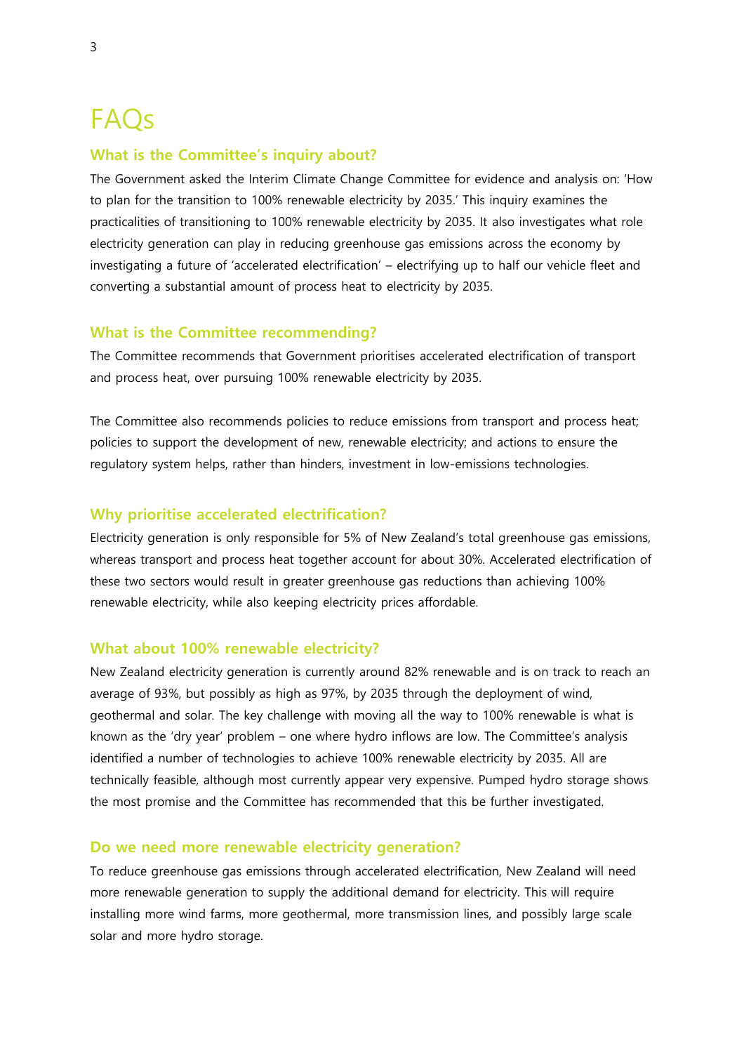# FAQs

## What is the Committee's inquiry about?

The Government asked the Interim Climate Change Committee for evidence and analysis on: 'How to plan for the transition to 100% renewable electricity by 2035.' This inquiry examines the practicalities of transitioning to 100% renewable electricity by 2035. It also investigates what role electricity generation can play in reducing greenhouse gas emissions across the economy by investigating a future of 'accelerated electrification' – electrifying up to half our vehicle fleet and converting a substantial amount of process heat to electricity by 2035.

## What is the Committee recommending?

The Committee recommends that Government prioritises accelerated electrification of transport and process heat, over pursuing 100% renewable electricity by 2035.

The Committee also recommends policies to reduce emissions from transport and process heat; policies to support the development of new, renewable electricity; and actions to ensure the regulatory system helps, rather than hinders, investment in low-emissions technologies.

## Why prioritise accelerated electrification?

Electricity generation is only responsible for 5% of New Zealand's total greenhouse gas emissions, whereas transport and process heat together account for about 30%. Accelerated electrification of these two sectors would result in greater greenhouse gas reductions than achieving 100% renewable electricity, while also keeping electricity prices affordable.

## What about 100% renewable electricity?

New Zealand electricity generation is currently around 82% renewable and is on track to reach an average of 93%, but possibly as high as 97%, by 2035 through the deployment of wind, geothermal and solar. The key challenge with moving all the way to 100% renewable is what is known as the 'dry year' problem – one where hydro inflows are low. The Committee's analysis identified a number of technologies to achieve 100% renewable electricity by 2035. All are technically feasible, although most currently appear very expensive. Pumped hydro storage shows the most promise and the Committee has recommended that this be further investigated.

## Do we need more renewable electricity generation?

To reduce greenhouse gas emissions through accelerated electrification, New Zealand will need more renewable generation to supply the additional demand for electricity. This will require installing more wind farms, more geothermal, more transmission lines, and possibly large scale solar and more hydro storage.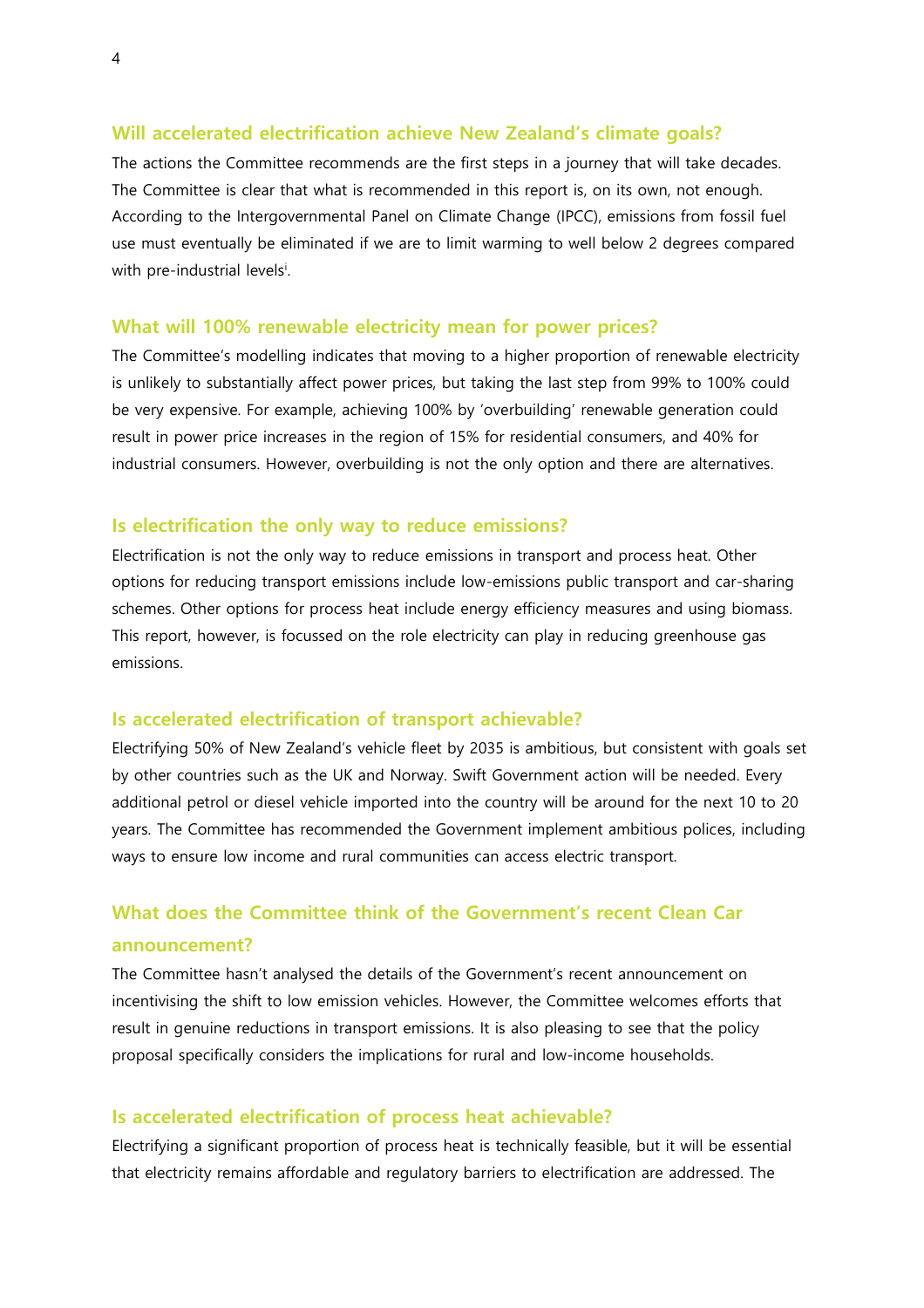## Will accelerated electrification achieve New Zealand's climate goals?

The actions the Committee recommends are the first steps in a journey that will take decades. The Committee is clear that what is recommended in this report is, on its own, not enough. According to the Intergovernmental Panel on Climate Change (IPCC), emissions from fossil fuel use must eventually be eliminated if we are to limit warming to well below 2 degrees compared with pre-industrial levels[i].

## What will 100% renewable electricity mean for power prices?

The Committee's modelling indicates that moving to a higher proportion of renewable electricity is unlikely to substantially affect power prices, but taking the last step from 99% to 100% could be very expensive. For example, achieving 100% by 'overbuilding' renewable generation could result in power price increases in the region of 15% for residential consumers, and 40% for industrial consumers. However, overbuilding is not the only option and there are alternatives.

## Is electrification the only way to reduce emissions?

Electrification is not the only way to reduce emissions in transport and process heat. Other options for reducing transport emissions include low-emissions public transport and car-sharing schemes. Other options for process heat include energy efficiency measures and using biomass. This report, however, is focussed on the role electricity can play in reducing greenhouse gas emissions.

## Is accelerated electrification of transport achievable?

Electrifying 50% of New Zealand's vehicle fleet by 2035 is ambitious, but consistent with goals set by other countries such as the UK and Norway. Swift Government action will be needed. Every additional petrol or diesel vehicle imported into the country will be around for the next 10 to 20 years. The Committee has recommended the Government implement ambitious polices, including ways to ensure low income and rural communities can access electric transport.

## What does the Committee think of the Government's recent Clean Car announcement?

The Committee hasn't analysed the details of the Government's recent announcement on incentivising the shift to low emission vehicles. However, the Committee welcomes efforts that result in genuine reductions in transport emissions. It is also pleasing to see that the policy proposal specifically considers the implications for rural and low-income households.

## Is accelerated electrification of process heat achievable?

Electrifying a significant proportion of process heat is technically feasible, but it will be essential that electricity remains affordable and regulatory barriers to electrification are addressed. The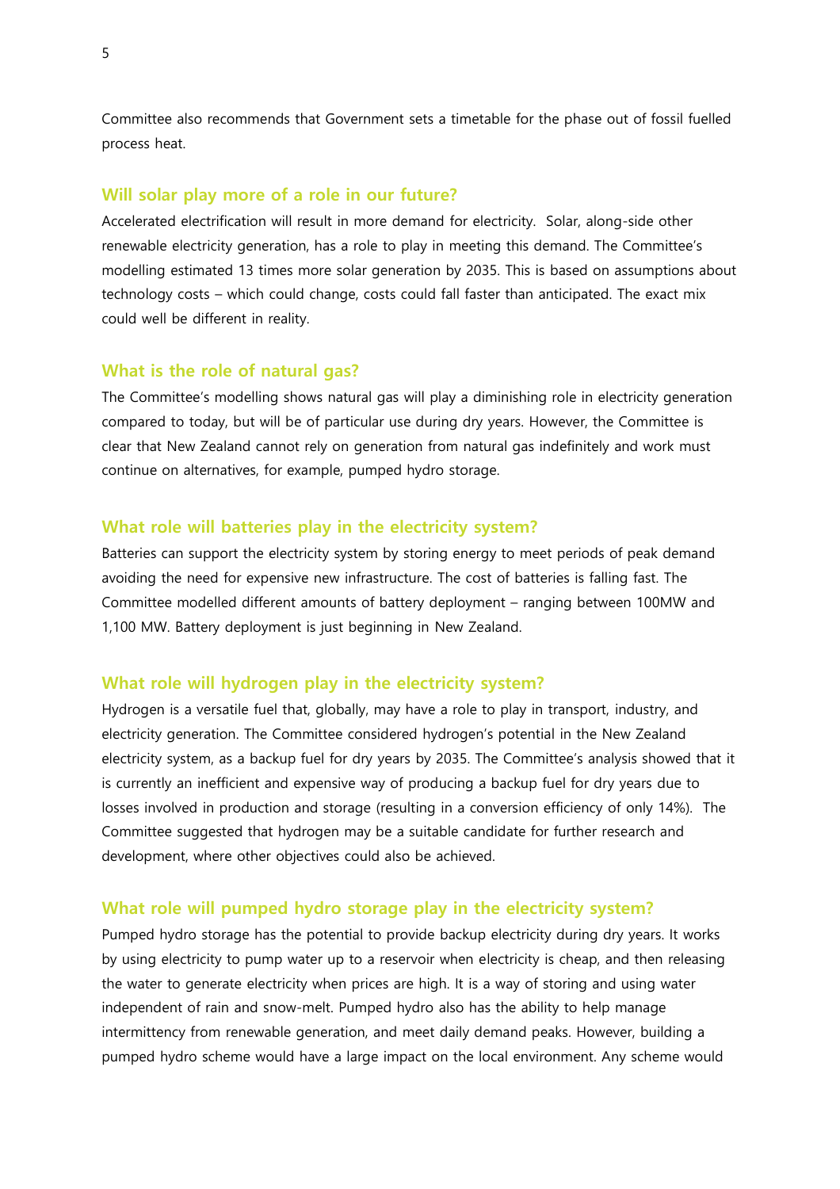Committee also recommends that Government sets a timetable for the phase out of fossil fuelled process heat.

### Will solar play more of a role in our future?

Accelerated electrification will result in more demand for electricity. Solar, along-side other renewable electricity generation, has a role to play in meeting this demand. The Committee's modelling estimated 13 times more solar generation by 2035. This is based on assumptions about technology costs – which could change, costs could fall faster than anticipated. The exact mix could well be different in reality.

### What is the role of natural gas?

The Committee's modelling shows natural gas will play a diminishing role in electricity generation compared to today, but will be of particular use during dry years. However, the Committee is clear that New Zealand cannot rely on generation from natural gas indefinitely and work must continue on alternatives, for example, pumped hydro storage.

### What role will batteries play in the electricity system?

Batteries can support the electricity system by storing energy to meet periods of peak demand avoiding the need for expensive new infrastructure. The cost of batteries is falling fast. The Committee modelled different amounts of battery deployment – ranging between 100MW and 1,100 MW. Battery deployment is just beginning in New Zealand.

### What role will hydrogen play in the electricity system?

Hydrogen is a versatile fuel that, globally, may have a role to play in transport, industry, and electricity generation. The Committee considered hydrogen's potential in the New Zealand electricity system, as a backup fuel for dry years by 2035. The Committee's analysis showed that it is currently an inefficient and expensive way of producing a backup fuel for dry years due to losses involved in production and storage (resulting in a conversion efficiency of only 14%). The Committee suggested that hydrogen may be a suitable candidate for further research and development, where other objectives could also be achieved.

### What role will pumped hydro storage play in the electricity system?

Pumped hydro storage has the potential to provide backup electricity during dry years. It works by using electricity to pump water up to a reservoir when electricity is cheap, and then releasing the water to generate electricity when prices are high. It is a way of storing and using water independent of rain and snow-melt. Pumped hydro also has the ability to help manage intermittency from renewable generation, and meet daily demand peaks. However, building a pumped hydro scheme would have a large impact on the local environment. Any scheme would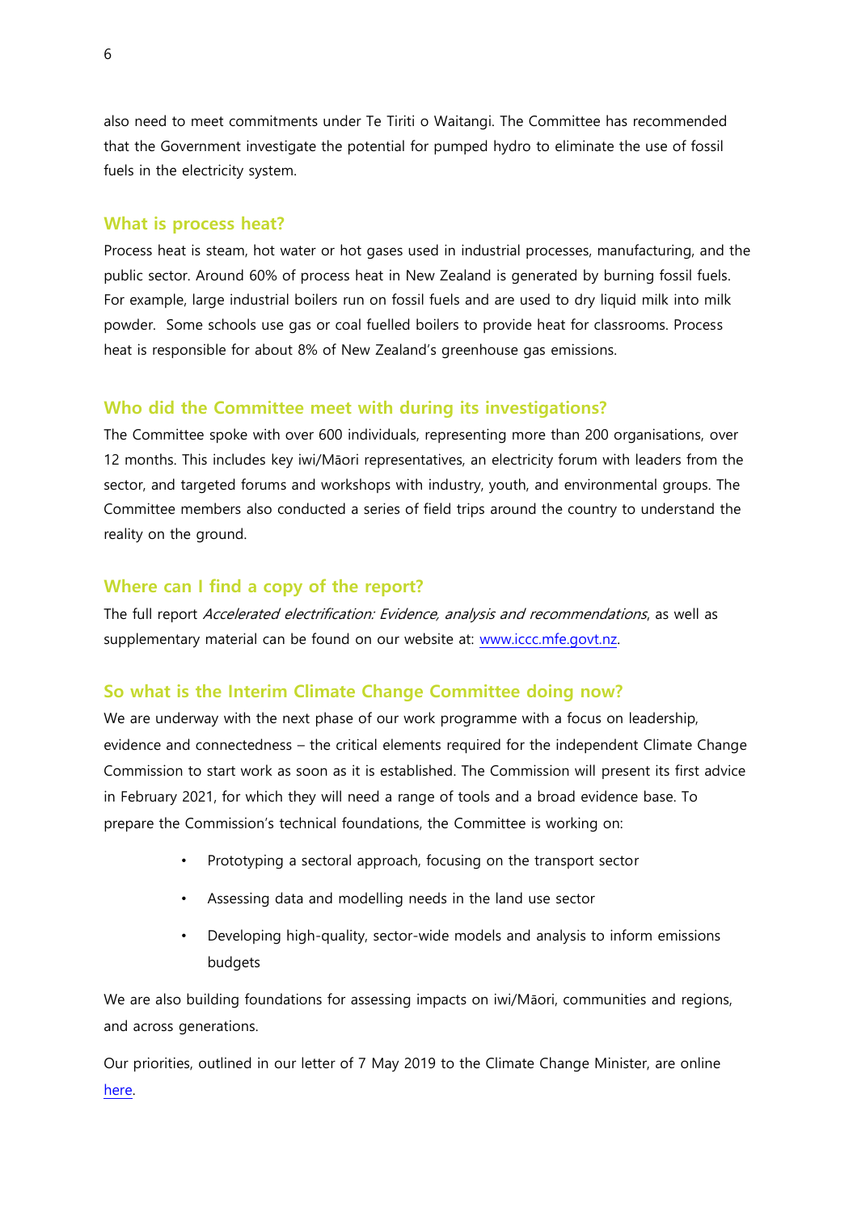also need to meet commitments under Te Tiriti o Waitangi. The Committee has recommended that the Government investigate the potential for pumped hydro to eliminate the use of fossil fuels in the electricity system.

## What is process heat?

Process heat is steam, hot water or hot gases used in industrial processes, manufacturing, and the public sector. Around 60% of process heat in New Zealand is generated by burning fossil fuels. For example, large industrial boilers run on fossil fuels and are used to dry liquid milk into milk powder. Some schools use gas or coal fuelled boilers to provide heat for classrooms. Process heat is responsible for about 8% of New Zealand's greenhouse gas emissions.

## Who did the Committee meet with during its investigations?

The Committee spoke with over 600 individuals, representing more than 200 organisations, over 12 months. This includes key iwi/Māori representatives, an electricity forum with leaders from the sector, and targeted forums and workshops with industry, youth, and environmental groups. The Committee members also conducted a series of field trips around the country to understand the reality on the ground.

## Where can I find a copy of the report?

The full report *Accelerated electrification: Evidence, analysis and recommendations*, as well as supplementary material can be found on our website at: [www.iccc.mfe.govt.nz](www.iccc.mfe.govt.nz).

## So what is the Interim Climate Change Committee doing now?

We are underway with the next phase of our work programme with a focus on leadership, evidence and connectedness – the critical elements required for the independent Climate Change Commission to start work as soon as it is established. The Commission will present its first advice in February 2021, for which they will need a range of tools and a broad evidence base. To prepare the Commission's technical foundations, the Committee is working on:

- Prototyping a sectoral approach, focusing on the transport sector
- Assessing data and modelling needs in the land use sector
- Developing high-quality, sector-wide models and analysis to inform emissions budgets

We are also building foundations for assessing impacts on iwi/Māori, communities and regions, and across generations.

Our priorities, outlined in our letter of 7 May 2019 to the Climate Change Minister, are online here.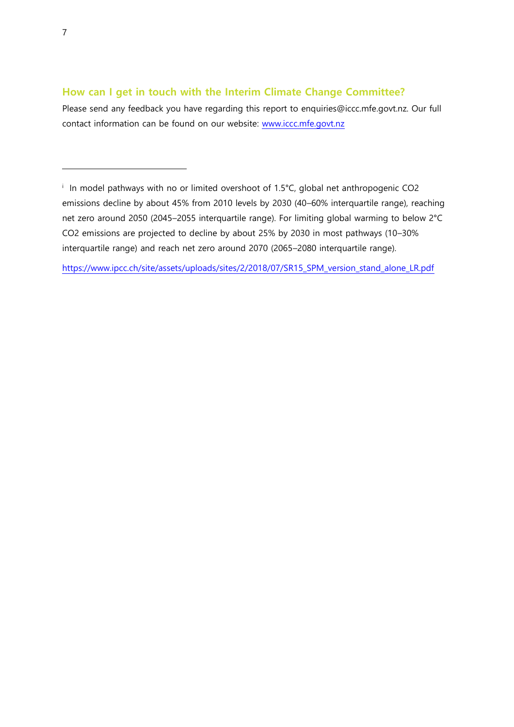## How can I get in touch with the Interim Climate Change Committee?

Please send any feedback you have regarding this report to enquiries@iccc.mfe.govt.nz. Our full contact information can be found on our website: [www.iccc.mfe.govt.nz](http://www.iccc.mfe.govt.nz)

---

[i] In model pathways with no or limited overshoot of 1.5°C, global net anthropogenic $CO_2$ emissions decline by about 45% from 2010 levels by 2030 (40–60% interquartile range), reaching net zero around 2050 (2045–2055 interquartile range). For limiting global warming to below 2°C $CO_2$ emissions are projected to decline by about 25% by 2030 in most pathways (10–30% interquartile range) and reach net zero around 2070 (2065–2080 interquartile range).

https://www.ipcc.ch/site/assets/uploads/sites/2/2018/07/SR15_SPM_version_stand_alone_LR.pdf